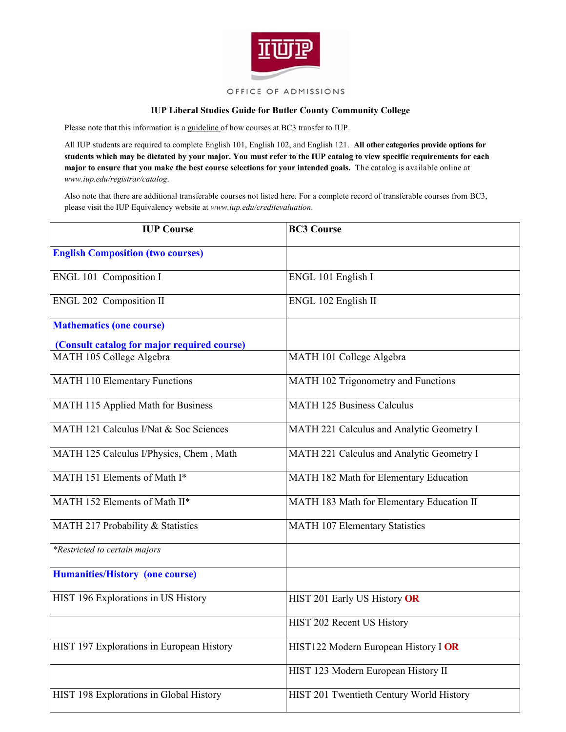OFFICE OF ADMISSIONS

**IUP Liberal Studies Guide for Butler County Community College**

Please note that this information is a guideline of how courses at BC3 transfer to IUP.

All IUP students are required to complete English 101, English 102, and English 121. **All other categories provide options for students which may be dictated by your major. You must refer to the IUP catalog to view specific requirements for each major to ensure that you make the best course selections for your intended goals.** The catalog is available online at *www.iup.edu/registrar/catalog*.

Also note that there are additional transferable courses not listed here. For a complete record of transferable courses from BC3, please visit the IUP Equivalency website at *www.iup.edu/creditevaluation*.

| IUP Course | BC3 Course |
|---|---|
| **English Composition (two courses)** | |
| ENGL 101 Composition I | ENGL 101 English I |
| ENGL 202 Composition II | ENGL 102 English II |
| **Mathematics (one course)** **(Consult catalog for major required course)** | |
| MATH 105 College Algebra | MATH 101 College Algebra |
| MATH 110 Elementary Functions | MATH 102 Trigonometry and Functions |
| MATH 115 Applied Math for Business | MATH 125 Business Calculus |
| MATH 121 Calculus I/Nat & Soc Sciences | MATH 221 Calculus and Analytic Geometry I |
| MATH 125 Calculus I/Physics, Chem , Math | MATH 221 Calculus and Analytic Geometry I |
| MATH 151 Elements of Math I* | MATH 182 Math for Elementary Education |
| MATH 152 Elements of Math II* | MATH 183 Math for Elementary Education II |
| MATH 217 Probability & Statistics | MATH 107 Elementary Statistics |
| *\*Restricted to certain majors* | |
| **Humanities/History (one course)** | |
| HIST 196 Explorations in US History | HIST 201 Early US History **OR** |
| | HIST 202 Recent US History |
| HIST 197 Explorations in European History | HIST122 Modern European History I **OR** |
| | HIST 123 Modern European History II |
| HIST 198 Explorations in Global History | HIST 201 Twentieth Century World History |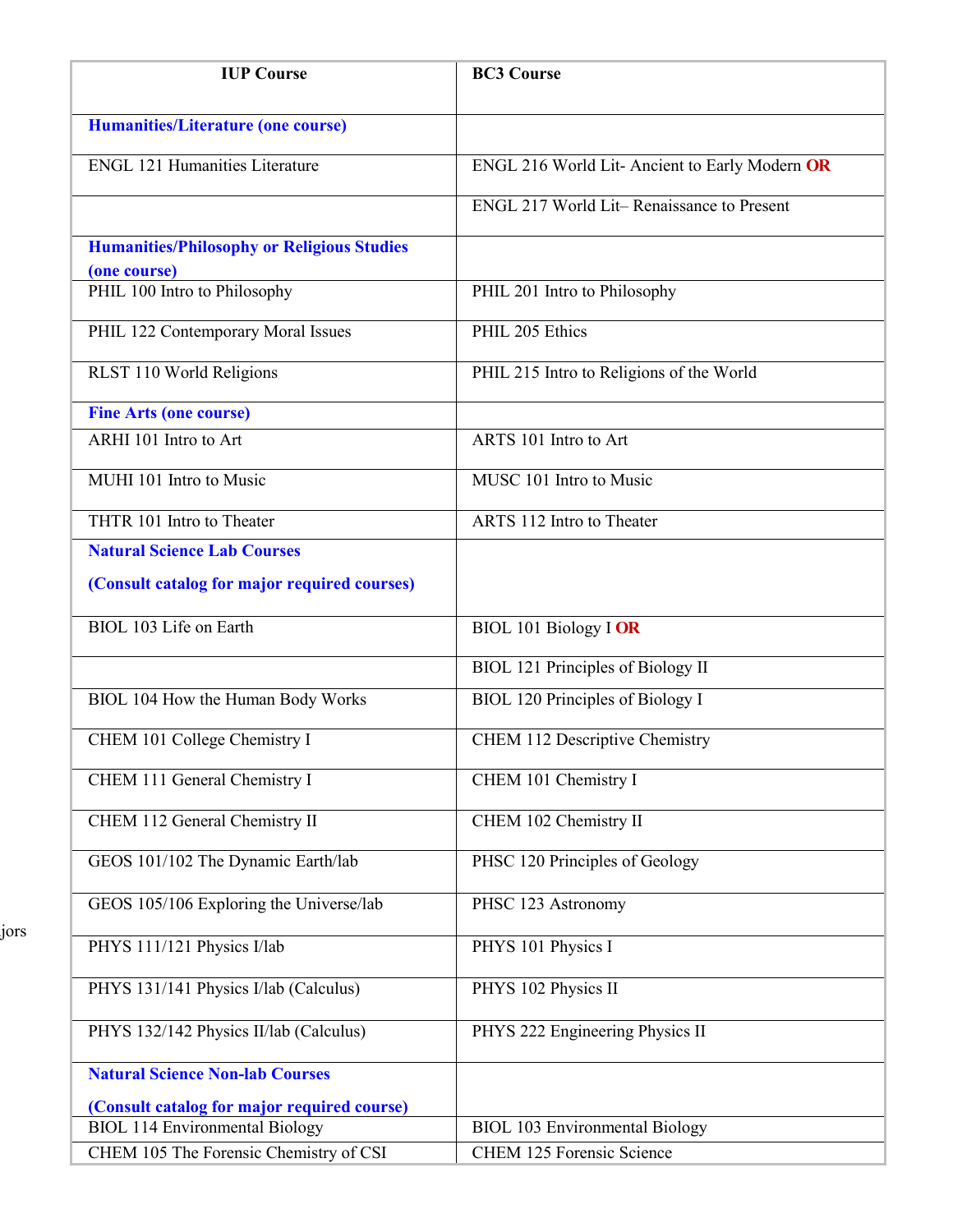| IUP Course | BC3 Course |
| --- | --- |
| **Humanities/Literature (one course)** | |
| ENGL 121 Humanities Literature | ENGL 216 World Lit- Ancient to Early Modern **OR** |
| | ENGL 217 World Lit– Renaissance to Present |
| **Humanities/Philosophy or Religious Studies (one course)** | |
| PHIL 100 Intro to Philosophy | PHIL 201 Intro to Philosophy |
| PHIL 122 Contemporary Moral Issues | PHIL 205 Ethics |
| RLST 110 World Religions | PHIL 215 Intro to Religions of the World |
| **Fine Arts (one course)** | |
| ARHI 101 Intro to Art | ARTS 101 Intro to Art |
| MUHI 101 Intro to Music | MUSC 101 Intro to Music |
| THTR 101 Intro to Theater | ARTS 112 Intro to Theater |
| **Natural Science Lab Courses** **(Consult catalog for major required courses)** | |
| BIOL 103 Life on Earth | BIOL 101 Biology I **OR** |
| | BIOL 121 Principles of Biology II |
| BIOL 104 How the Human Body Works | BIOL 120 Principles of Biology I |
| CHEM 101 College Chemistry I | CHEM 112 Descriptive Chemistry |
| CHEM 111 General Chemistry I | CHEM 101 Chemistry I |
| CHEM 112 General Chemistry II | CHEM 102 Chemistry II |
| GEOS 101/102 The Dynamic Earth/lab | PHSC 120 Principles of Geology |
| GEOS 105/106 Exploring the Universe/lab | PHSC 123 Astronomy |
| PHYS 111/121 Physics I/lab | PHYS 101 Physics I |
| PHYS 131/141 Physics I/lab (Calculus) | PHYS 102 Physics II |
| PHYS 132/142 Physics II/lab (Calculus) | PHYS 222 Engineering Physics II |
| **Natural Science Non-lab Courses** **(Consult catalog for major required course)** | |
| BIOL 114 Environmental Biology | BIOL 103 Environmental Biology |
| CHEM 105 The Forensic Chemistry of CSI | CHEM 125 Forensic Science |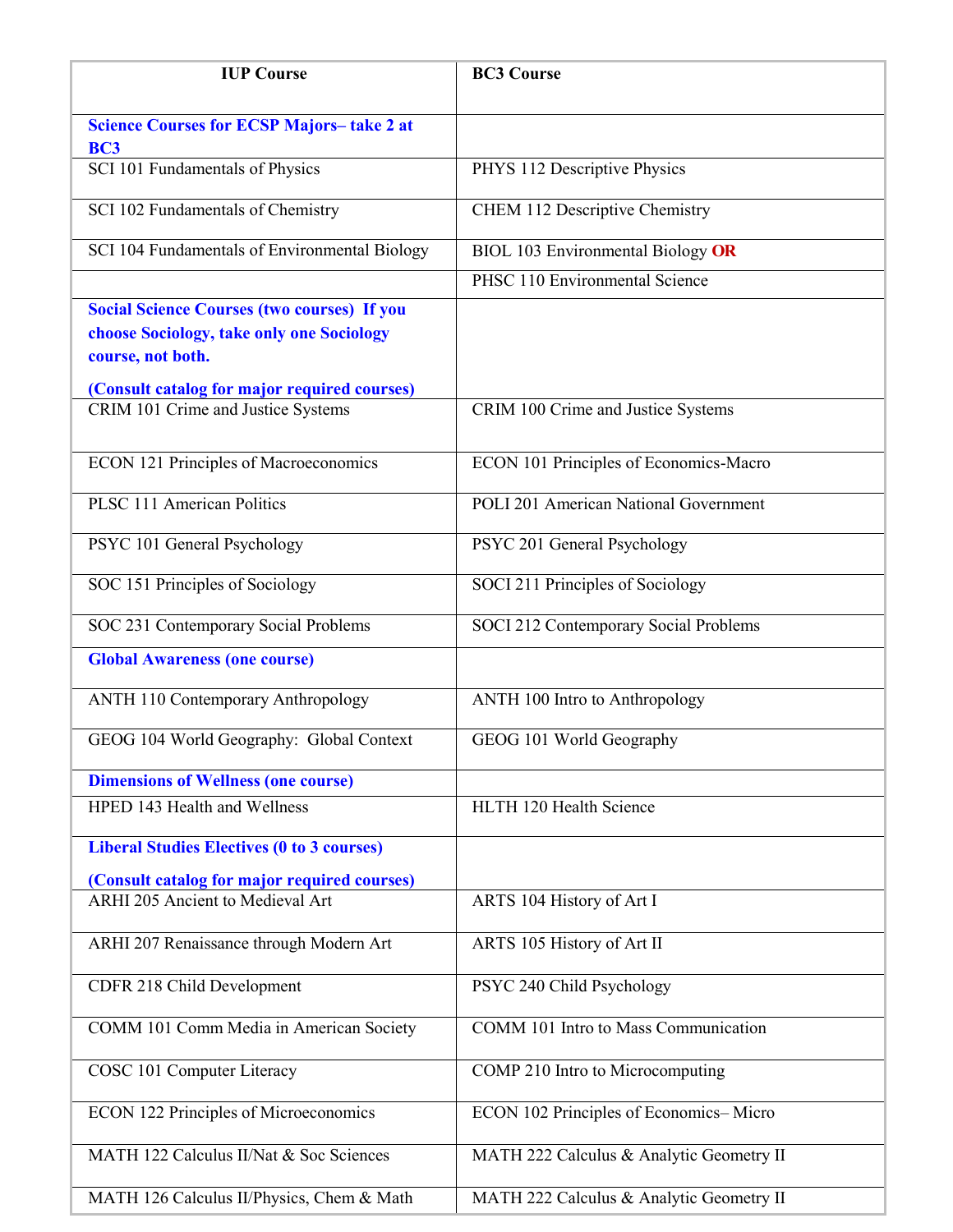| IUP Course | BC3 Course |
|---|---|
| **Science Courses for ECSP Majors– take 2 at BC3** | |
| SCI 101 Fundamentals of Physics | PHYS 112 Descriptive Physics |
| SCI 102 Fundamentals of Chemistry | CHEM 112 Descriptive Chemistry |
| SCI 104 Fundamentals of Environmental Biology | BIOL 103 Environmental Biology **OR** |
| | PHSC 110 Environmental Science |
| **Social Science Courses (two courses) If you choose Sociology, take only one Sociology course, not both.** **(Consult catalog for major required courses)** | |
| CRIM 101 Crime and Justice Systems | CRIM 100 Crime and Justice Systems |
| ECON 121 Principles of Macroeconomics | ECON 101 Principles of Economics-Macro |
| PLSC 111 American Politics | POLI 201 American National Government |
| PSYC 101 General Psychology | PSYC 201 General Psychology |
| SOC 151 Principles of Sociology | SOCI 211 Principles of Sociology |
| SOC 231 Contemporary Social Problems | SOCI 212 Contemporary Social Problems |
| **Global Awareness (one course)** | |
| ANTH 110 Contemporary Anthropology | ANTH 100 Intro to Anthropology |
| GEOG 104 World Geography: Global Context | GEOG 101 World Geography |
| **Dimensions of Wellness (one course)** | |
| HPED 143 Health and Wellness | HLTH 120 Health Science |
| **Liberal Studies Electives (0 to 3 courses)** **(Consult catalog for major required courses)** | |
| ARHI 205 Ancient to Medieval Art | ARTS 104 History of Art I |
| ARHI 207 Renaissance through Modern Art | ARTS 105 History of Art II |
| CDFR 218 Child Development | PSYC 240 Child Psychology |
| COMM 101 Comm Media in American Society | COMM 101 Intro to Mass Communication |
| COSC 101 Computer Literacy | COMP 210 Intro to Microcomputing |
| ECON 122 Principles of Microeconomics | ECON 102 Principles of Economics– Micro |
| MATH 122 Calculus II/Nat & Soc Sciences | MATH 222 Calculus & Analytic Geometry II |
| MATH 126 Calculus II/Physics, Chem & Math | MATH 222 Calculus & Analytic Geometry II |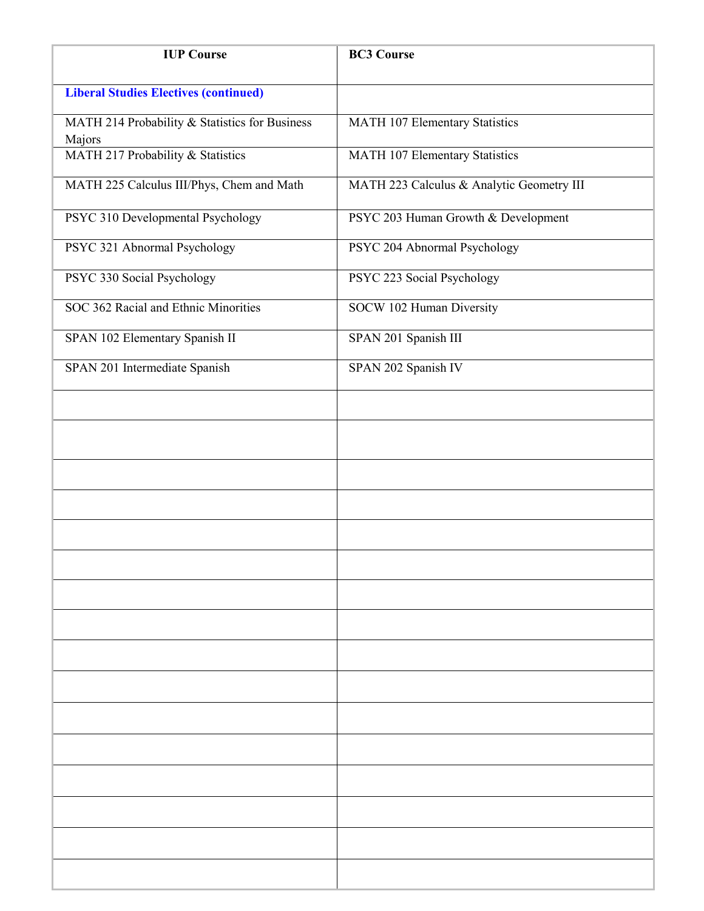| IUP Course | BC3 Course |
|---|---|
| **Liberal Studies Electives (continued)** | |
| MATH 214 Probability & Statistics for Business Majors | MATH 107 Elementary Statistics |
| MATH 217 Probability & Statistics | MATH 107 Elementary Statistics |
| MATH 225 Calculus III/Phys, Chem and Math | MATH 223 Calculus & Analytic Geometry III |
| PSYC 310 Developmental Psychology | PSYC 203 Human Growth & Development |
| PSYC 321 Abnormal Psychology | PSYC 204 Abnormal Psychology |
| PSYC 330 Social Psychology | PSYC 223 Social Psychology |
| SOC 362 Racial and Ethnic Minorities | SOCW 102 Human Diversity |
| SPAN 102 Elementary Spanish II | SPAN 201 Spanish III |
| SPAN 201 Intermediate Spanish | SPAN 202 Spanish IV |